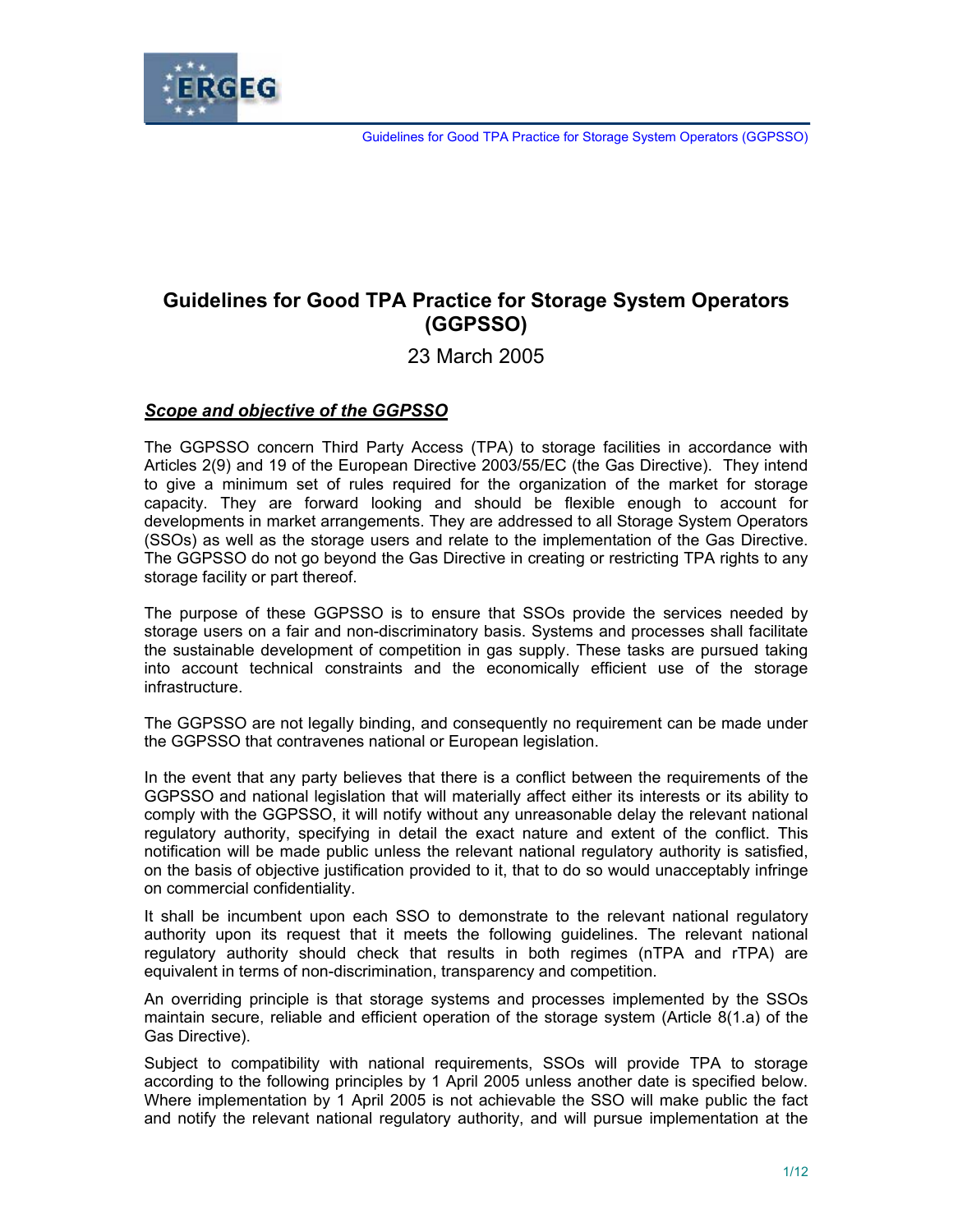# Guidelines for Good TPA Practice for Storage System Operators (GGPSSO)

23 March 2005

## ***Scope and objective of the GGPSSO***

The GGPSSO concern Third Party Access (TPA) to storage facilities in accordance with Articles 2(9) and 19 of the European Directive 2003/55/EC (the Gas Directive). They intend to give a minimum set of rules required for the organization of the market for storage capacity. They are forward looking and should be flexible enough to account for developments in market arrangements. They are addressed to all Storage System Operators (SSOs) as well as the storage users and relate to the implementation of the Gas Directive. The GGPSSO do not go beyond the Gas Directive in creating or restricting TPA rights to any storage facility or part thereof.

The purpose of these GGPSSO is to ensure that SSOs provide the services needed by storage users on a fair and non-discriminatory basis. Systems and processes shall facilitate the sustainable development of competition in gas supply. These tasks are pursued taking into account technical constraints and the economically efficient use of the storage infrastructure.

The GGPSSO are not legally binding, and consequently no requirement can be made under the GGPSSO that contravenes national or European legislation.

In the event that any party believes that there is a conflict between the requirements of the GGPSSO and national legislation that will materially affect either its interests or its ability to comply with the GGPSSO, it will notify without any unreasonable delay the relevant national regulatory authority, specifying in detail the exact nature and extent of the conflict. This notification will be made public unless the relevant national regulatory authority is satisfied, on the basis of objective justification provided to it, that to do so would unacceptably infringe on commercial confidentiality.

It shall be incumbent upon each SSO to demonstrate to the relevant national regulatory authority upon its request that it meets the following guidelines. The relevant national regulatory authority should check that results in both regimes (nTPA and rTPA) are equivalent in terms of non-discrimination, transparency and competition.

An overriding principle is that storage systems and processes implemented by the SSOs maintain secure, reliable and efficient operation of the storage system (Article 8(1.a) of the Gas Directive).

Subject to compatibility with national requirements, SSOs will provide TPA to storage according to the following principles by 1 April 2005 unless another date is specified below. Where implementation by 1 April 2005 is not achievable the SSO will make public the fact and notify the relevant national regulatory authority, and will pursue implementation at the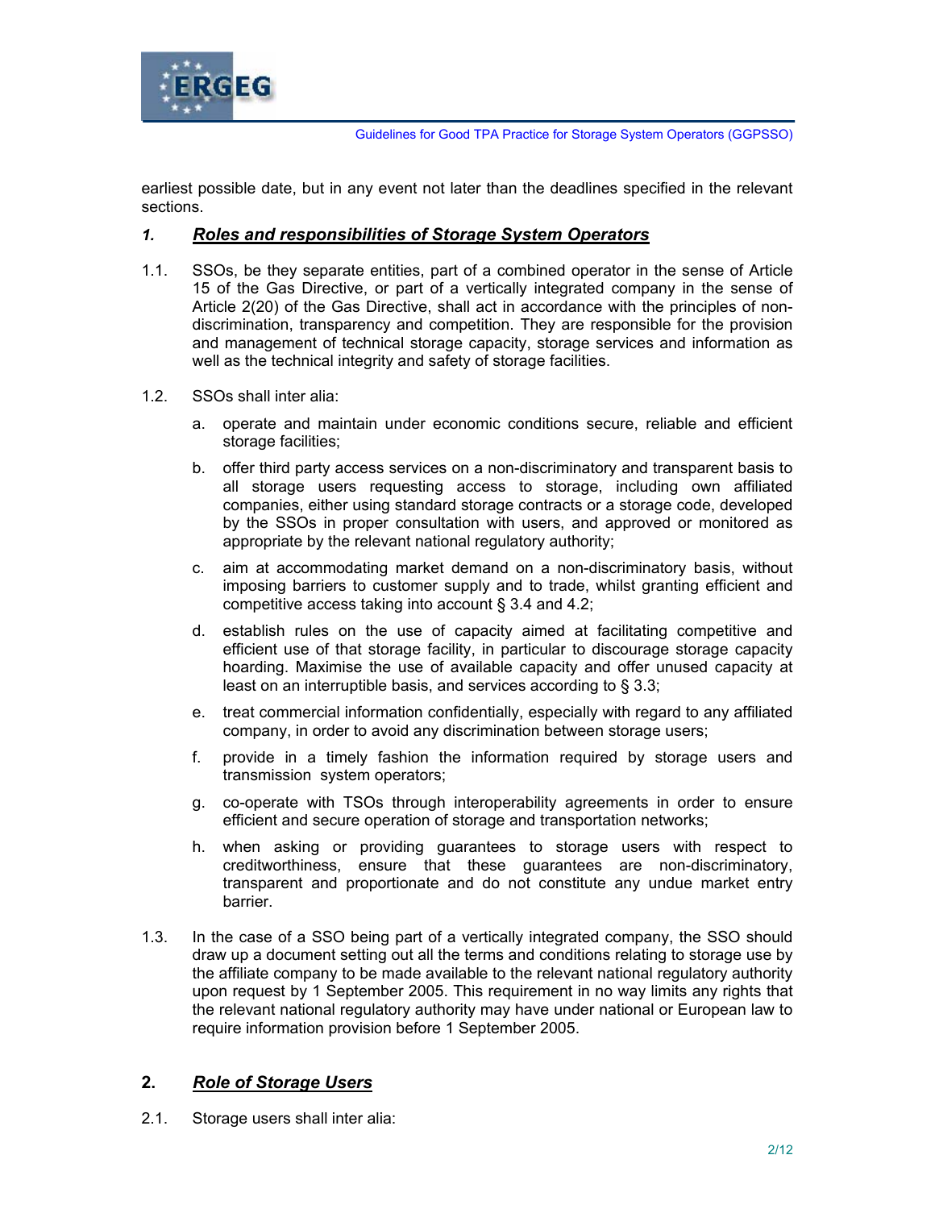earliest possible date, but in any event not later than the deadlines specified in the relevant sections.

## *1. Roles and responsibilities of Storage System Operators*

1.1. SSOs, be they separate entities, part of a combined operator in the sense of Article 15 of the Gas Directive, or part of a vertically integrated company in the sense of Article 2(20) of the Gas Directive, shall act in accordance with the principles of non-discrimination, transparency and competition. They are responsible for the provision and management of technical storage capacity, storage services and information as well as the technical integrity and safety of storage facilities.

1.2. SSOs shall inter alia:

a. operate and maintain under economic conditions secure, reliable and efficient storage facilities;

b. offer third party access services on a non-discriminatory and transparent basis to all storage users requesting access to storage, including own affiliated companies, either using standard storage contracts or a storage code, developed by the SSOs in proper consultation with users, and approved or monitored as appropriate by the relevant national regulatory authority;

c. aim at accommodating market demand on a non-discriminatory basis, without imposing barriers to customer supply and to trade, whilst granting efficient and competitive access taking into account § 3.4 and 4.2;

d. establish rules on the use of capacity aimed at facilitating competitive and efficient use of that storage facility, in particular to discourage storage capacity hoarding. Maximise the use of available capacity and offer unused capacity at least on an interruptible basis, and services according to § 3.3;

e. treat commercial information confidentially, especially with regard to any affiliated company, in order to avoid any discrimination between storage users;

f. provide in a timely fashion the information required by storage users and transmission system operators;

g. co-operate with TSOs through interoperability agreements in order to ensure efficient and secure operation of storage and transportation networks;

h. when asking or providing guarantees to storage users with respect to creditworthiness, ensure that these guarantees are non-discriminatory, transparent and proportionate and do not constitute any undue market entry barrier.

1.3. In the case of a SSO being part of a vertically integrated company, the SSO should draw up a document setting out all the terms and conditions relating to storage use by the affiliate company to be made available to the relevant national regulatory authority upon request by 1 September 2005. This requirement in no way limits any rights that the relevant national regulatory authority may have under national or European law to require information provision before 1 September 2005.

## **2. *Role of Storage Users***

2.1. Storage users shall inter alia: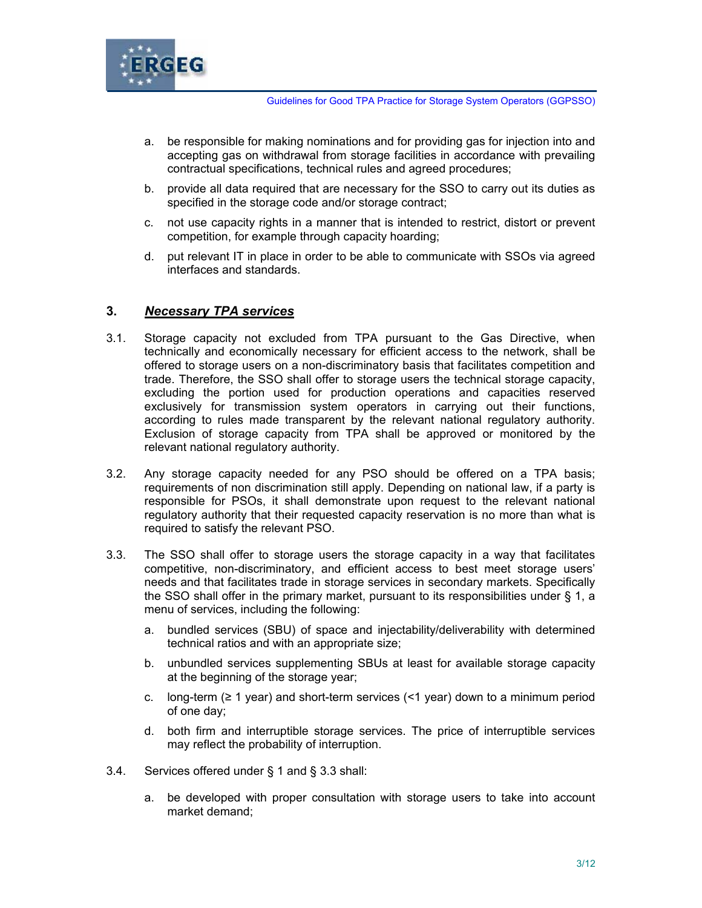a. be responsible for making nominations and for providing gas for injection into and accepting gas on withdrawal from storage facilities in accordance with prevailing contractual specifications, technical rules and agreed procedures;

b. provide all data required that are necessary for the SSO to carry out its duties as specified in the storage code and/or storage contract;

c. not use capacity rights in a manner that is intended to restrict, distort or prevent competition, for example through capacity hoarding;

d. put relevant IT in place in order to be able to communicate with SSOs via agreed interfaces and standards.

## 3. ***Necessary TPA services***

3.1. Storage capacity not excluded from TPA pursuant to the Gas Directive, when technically and economically necessary for efficient access to the network, shall be offered to storage users on a non-discriminatory basis that facilitates competition and trade. Therefore, the SSO shall offer to storage users the technical storage capacity, excluding the portion used for production operations and capacities reserved exclusively for transmission system operators in carrying out their functions, according to rules made transparent by the relevant national regulatory authority. Exclusion of storage capacity from TPA shall be approved or monitored by the relevant national regulatory authority.

3.2. Any storage capacity needed for any PSO should be offered on a TPA basis; requirements of non discrimination still apply. Depending on national law, if a party is responsible for PSOs, it shall demonstrate upon request to the relevant national regulatory authority that their requested capacity reservation is no more than what is required to satisfy the relevant PSO.

3.3. The SSO shall offer to storage users the storage capacity in a way that facilitates competitive, non-discriminatory, and efficient access to best meet storage users' needs and that facilitates trade in storage services in secondary markets. Specifically the SSO shall offer in the primary market, pursuant to its responsibilities under § 1, a menu of services, including the following:

a. bundled services (SBU) of space and injectability/deliverability with determined technical ratios and with an appropriate size;

b. unbundled services supplementing SBUs at least for available storage capacity at the beginning of the storage year;

c. long-term (≥ 1 year) and short-term services (<1 year) down to a minimum period of one day;

d. both firm and interruptible storage services. The price of interruptible services may reflect the probability of interruption.

3.4. Services offered under § 1 and § 3.3 shall:

a. be developed with proper consultation with storage users to take into account market demand;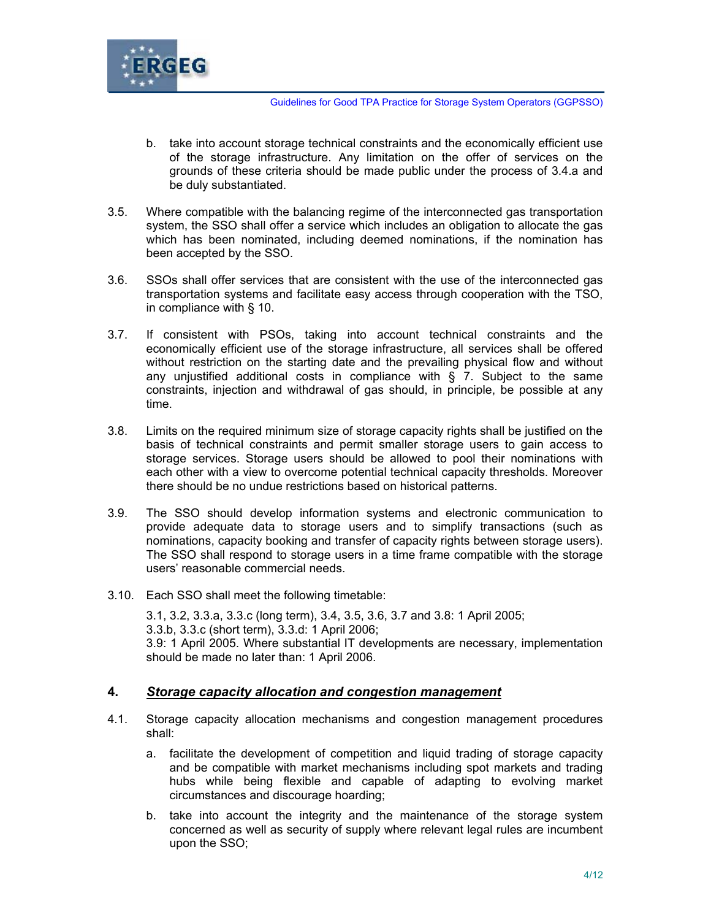b. take into account storage technical constraints and the economically efficient use of the storage infrastructure. Any limitation on the offer of services on the grounds of these criteria should be made public under the process of 3.4.a and be duly substantiated.

3.5. Where compatible with the balancing regime of the interconnected gas transportation system, the SSO shall offer a service which includes an obligation to allocate the gas which has been nominated, including deemed nominations, if the nomination has been accepted by the SSO.

3.6. SSOs shall offer services that are consistent with the use of the interconnected gas transportation systems and facilitate easy access through cooperation with the TSO, in compliance with § 10.

3.7. If consistent with PSOs, taking into account technical constraints and the economically efficient use of the storage infrastructure, all services shall be offered without restriction on the starting date and the prevailing physical flow and without any unjustified additional costs in compliance with § 7. Subject to the same constraints, injection and withdrawal of gas should, in principle, be possible at any time.

3.8. Limits on the required minimum size of storage capacity rights shall be justified on the basis of technical constraints and permit smaller storage users to gain access to storage services. Storage users should be allowed to pool their nominations with each other with a view to overcome potential technical capacity thresholds. Moreover there should be no undue restrictions based on historical patterns.

3.9. The SSO should develop information systems and electronic communication to provide adequate data to storage users and to simplify transactions (such as nominations, capacity booking and transfer of capacity rights between storage users). The SSO shall respond to storage users in a time frame compatible with the storage users' reasonable commercial needs.

3.10. Each SSO shall meet the following timetable:

3.1, 3.2, 3.3.a, 3.3.c (long term), 3.4, 3.5, 3.6, 3.7 and 3.8: 1 April 2005;
3.3.b, 3.3.c (short term), 3.3.d: 1 April 2006;
3.9: 1 April 2005. Where substantial IT developments are necessary, implementation should be made no later than: 1 April 2006.

## 4. ***Storage capacity allocation and congestion management***

4.1. Storage capacity allocation mechanisms and congestion management procedures shall:

a. facilitate the development of competition and liquid trading of storage capacity and be compatible with market mechanisms including spot markets and trading hubs while being flexible and capable of adapting to evolving market circumstances and discourage hoarding;

b. take into account the integrity and the maintenance of the storage system concerned as well as security of supply where relevant legal rules are incumbent upon the SSO;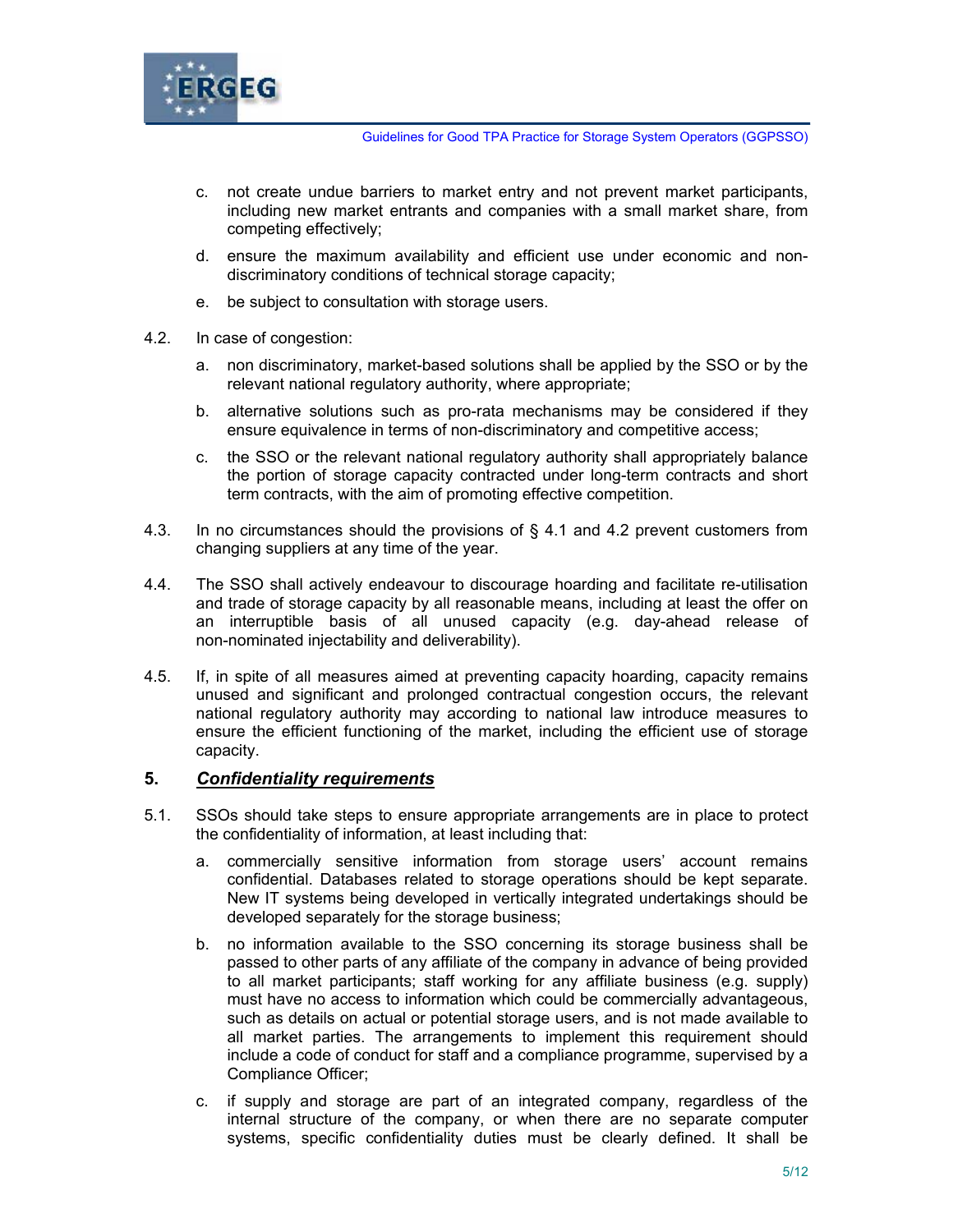c. not create undue barriers to market entry and not prevent market participants, including new market entrants and companies with a small market share, from competing effectively;

d. ensure the maximum availability and efficient use under economic and non-discriminatory conditions of technical storage capacity;

e. be subject to consultation with storage users.

4.2. In case of congestion:

a. non discriminatory, market-based solutions shall be applied by the SSO or by the relevant national regulatory authority, where appropriate;

b. alternative solutions such as pro-rata mechanisms may be considered if they ensure equivalence in terms of non-discriminatory and competitive access;

c. the SSO or the relevant national regulatory authority shall appropriately balance the portion of storage capacity contracted under long-term contracts and short term contracts, with the aim of promoting effective competition.

4.3. In no circumstances should the provisions of § 4.1 and 4.2 prevent customers from changing suppliers at any time of the year.

4.4. The SSO shall actively endeavour to discourage hoarding and facilitate re-utilisation and trade of storage capacity by all reasonable means, including at least the offer on an interruptible basis of all unused capacity (e.g. day-ahead release of non-nominated injectability and deliverability).

4.5. If, in spite of all measures aimed at preventing capacity hoarding, capacity remains unused and significant and prolonged contractual congestion occurs, the relevant national regulatory authority may according to national law introduce measures to ensure the efficient functioning of the market, including the efficient use of storage capacity.

## 5. ***Confidentiality requirements***

5.1. SSOs should take steps to ensure appropriate arrangements are in place to protect the confidentiality of information, at least including that:

a. commercially sensitive information from storage users' account remains confidential. Databases related to storage operations should be kept separate. New IT systems being developed in vertically integrated undertakings should be developed separately for the storage business;

b. no information available to the SSO concerning its storage business shall be passed to other parts of any affiliate of the company in advance of being provided to all market participants; staff working for any affiliate business (e.g. supply) must have no access to information which could be commercially advantageous, such as details on actual or potential storage users, and is not made available to all market parties. The arrangements to implement this requirement should include a code of conduct for staff and a compliance programme, supervised by a Compliance Officer;

c. if supply and storage are part of an integrated company, regardless of the internal structure of the company, or when there are no separate computer systems, specific confidentiality duties must be clearly defined. It shall be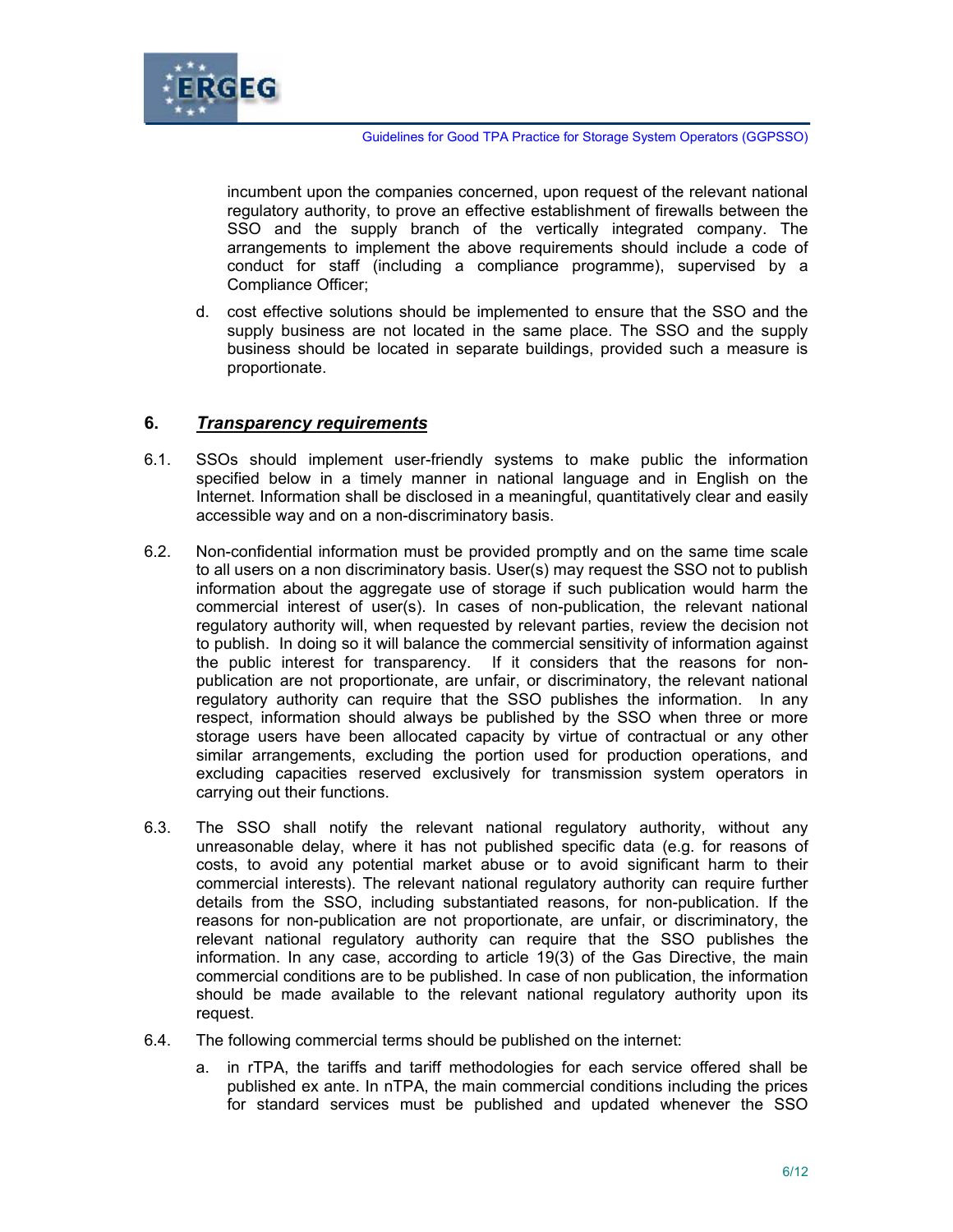incumbent upon the companies concerned, upon request of the relevant national regulatory authority, to prove an effective establishment of firewalls between the SSO and the supply branch of the vertically integrated company. The arrangements to implement the above requirements should include a code of conduct for staff (including a compliance programme), supervised by a Compliance Officer;

d. cost effective solutions should be implemented to ensure that the SSO and the supply business are not located in the same place. The SSO and the supply business should be located in separate buildings, provided such a measure is proportionate.

## 6. ***Transparency requirements***

6.1. SSOs should implement user-friendly systems to make public the information specified below in a timely manner in national language and in English on the Internet. Information shall be disclosed in a meaningful, quantitatively clear and easily accessible way and on a non-discriminatory basis.

6.2. Non-confidential information must be provided promptly and on the same time scale to all users on a non discriminatory basis. User(s) may request the SSO not to publish information about the aggregate use of storage if such publication would harm the commercial interest of user(s). In cases of non-publication, the relevant national regulatory authority will, when requested by relevant parties, review the decision not to publish. In doing so it will balance the commercial sensitivity of information against the public interest for transparency. If it considers that the reasons for non-publication are not proportionate, are unfair, or discriminatory, the relevant national regulatory authority can require that the SSO publishes the information. In any respect, information should always be published by the SSO when three or more storage users have been allocated capacity by virtue of contractual or any other similar arrangements, excluding the portion used for production operations, and excluding capacities reserved exclusively for transmission system operators in carrying out their functions.

6.3. The SSO shall notify the relevant national regulatory authority, without any unreasonable delay, where it has not published specific data (e.g. for reasons of costs, to avoid any potential market abuse or to avoid significant harm to their commercial interests). The relevant national regulatory authority can require further details from the SSO, including substantiated reasons, for non-publication. If the reasons for non-publication are not proportionate, are unfair, or discriminatory, the relevant national regulatory authority can require that the SSO publishes the information. In any case, according to article 19(3) of the Gas Directive, the main commercial conditions are to be published. In case of non publication, the information should be made available to the relevant national regulatory authority upon its request.

6.4. The following commercial terms should be published on the internet:

a. in rTPA, the tariffs and tariff methodologies for each service offered shall be published ex ante. In nTPA, the main commercial conditions including the prices for standard services must be published and updated whenever the SSO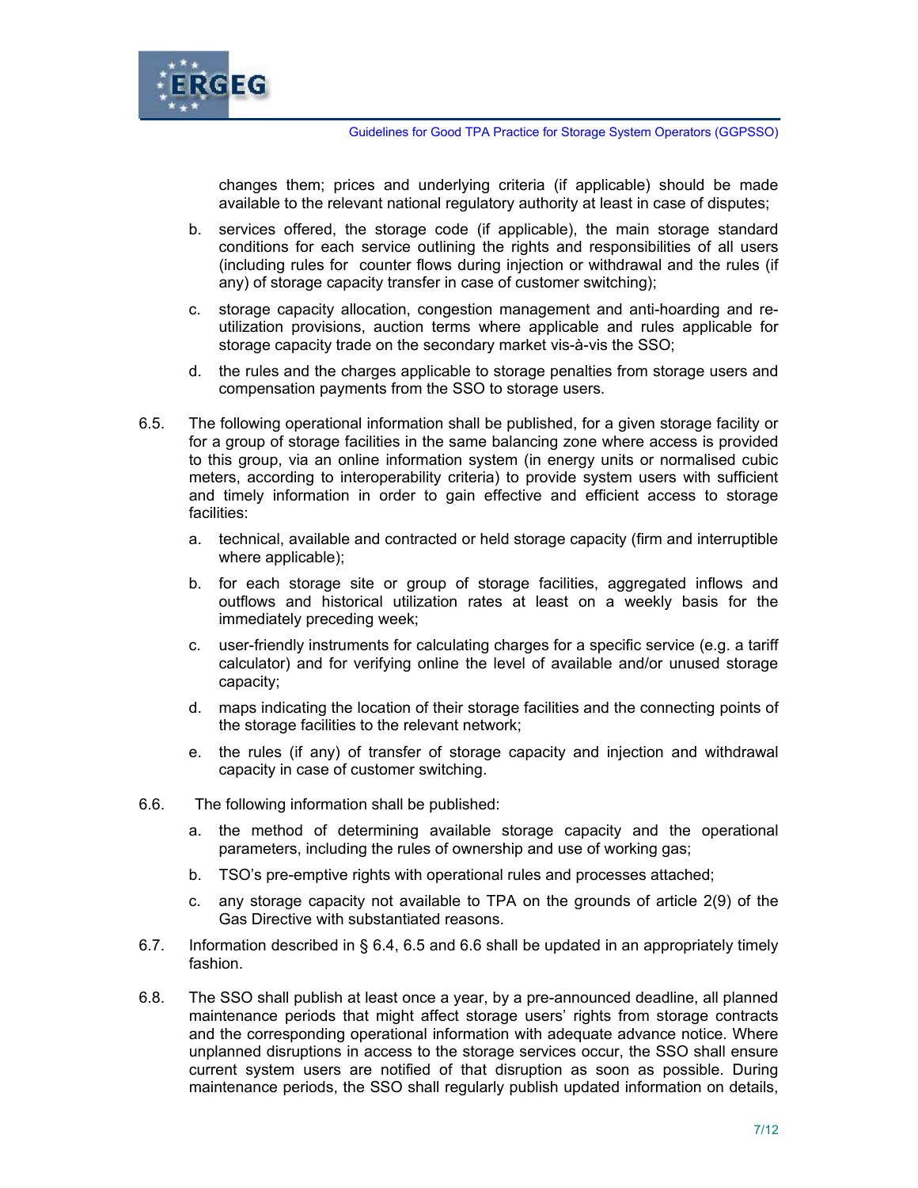changes them; prices and underlying criteria (if applicable) should be made available to the relevant national regulatory authority at least in case of disputes;

b. services offered, the storage code (if applicable), the main storage standard conditions for each service outlining the rights and responsibilities of all users (including rules for counter flows during injection or withdrawal and the rules (if any) of storage capacity transfer in case of customer switching);

c. storage capacity allocation, congestion management and anti-hoarding and re-utilization provisions, auction terms where applicable and rules applicable for storage capacity trade on the secondary market vis-à-vis the SSO;

d. the rules and the charges applicable to storage penalties from storage users and compensation payments from the SSO to storage users.

6.5. The following operational information shall be published, for a given storage facility or for a group of storage facilities in the same balancing zone where access is provided to this group, via an online information system (in energy units or normalised cubic meters, according to interoperability criteria) to provide system users with sufficient and timely information in order to gain effective and efficient access to storage facilities:

a. technical, available and contracted or held storage capacity (firm and interruptible where applicable);

b. for each storage site or group of storage facilities, aggregated inflows and outflows and historical utilization rates at least on a weekly basis for the immediately preceding week;

c. user-friendly instruments for calculating charges for a specific service (e.g. a tariff calculator) and for verifying online the level of available and/or unused storage capacity;

d. maps indicating the location of their storage facilities and the connecting points of the storage facilities to the relevant network;

e. the rules (if any) of transfer of storage capacity and injection and withdrawal capacity in case of customer switching.

6.6. The following information shall be published:

a. the method of determining available storage capacity and the operational parameters, including the rules of ownership and use of working gas;

b. TSO's pre-emptive rights with operational rules and processes attached;

c. any storage capacity not available to TPA on the grounds of article 2(9) of the Gas Directive with substantiated reasons.

6.7. Information described in § 6.4, 6.5 and 6.6 shall be updated in an appropriately timely fashion.

6.8. The SSO shall publish at least once a year, by a pre-announced deadline, all planned maintenance periods that might affect storage users' rights from storage contracts and the corresponding operational information with adequate advance notice. Where unplanned disruptions in access to the storage services occur, the SSO shall ensure current system users are notified of that disruption as soon as possible. During maintenance periods, the SSO shall regularly publish updated information on details,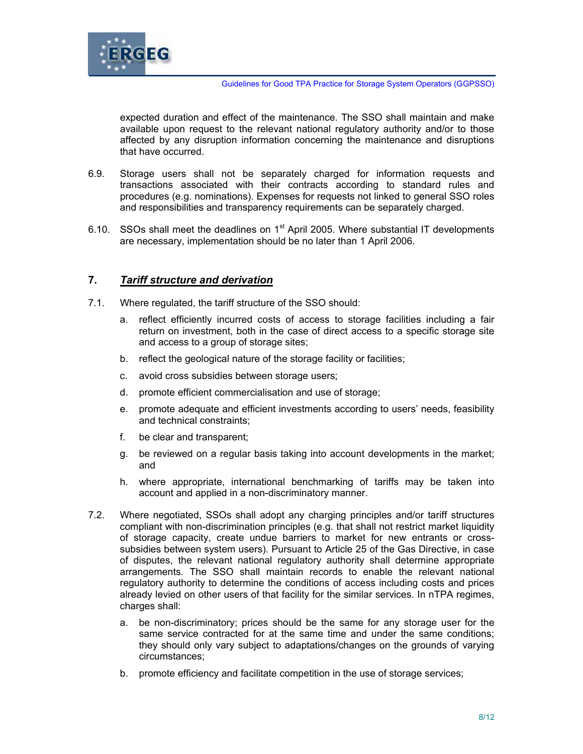expected duration and effect of the maintenance. The SSO shall maintain and make available upon request to the relevant national regulatory authority and/or to those affected by any disruption information concerning the maintenance and disruptions that have occurred.

6.9. Storage users shall not be separately charged for information requests and transactions associated with their contracts according to standard rules and procedures (e.g. nominations). Expenses for requests not linked to general SSO roles and responsibilities and transparency requirements can be separately charged.

6.10. SSOs shall meet the deadlines on 1st April 2005. Where substantial IT developments are necessary, implementation should be no later than 1 April 2006.

## 7. *Tariff structure and derivation*

7.1. Where regulated, the tariff structure of the SSO should:

a. reflect efficiently incurred costs of access to storage facilities including a fair return on investment, both in the case of direct access to a specific storage site and access to a group of storage sites;

b. reflect the geological nature of the storage facility or facilities;

c. avoid cross subsidies between storage users;

d. promote efficient commercialisation and use of storage;

e. promote adequate and efficient investments according to users' needs, feasibility and technical constraints;

f. be clear and transparent;

g. be reviewed on a regular basis taking into account developments in the market; and

h. where appropriate, international benchmarking of tariffs may be taken into account and applied in a non-discriminatory manner.

7.2. Where negotiated, SSOs shall adopt any charging principles and/or tariff structures compliant with non-discrimination principles (e.g. that shall not restrict market liquidity of storage capacity, create undue barriers to market for new entrants or cross-subsidies between system users). Pursuant to Article 25 of the Gas Directive, in case of disputes, the relevant national regulatory authority shall determine appropriate arrangements. The SSO shall maintain records to enable the relevant national regulatory authority to determine the conditions of access including costs and prices already levied on other users of that facility for the similar services. In nTPA regimes, charges shall:

a. be non-discriminatory; prices should be the same for any storage user for the same service contracted for at the same time and under the same conditions; they should only vary subject to adaptations/changes on the grounds of varying circumstances;

b. promote efficiency and facilitate competition in the use of storage services;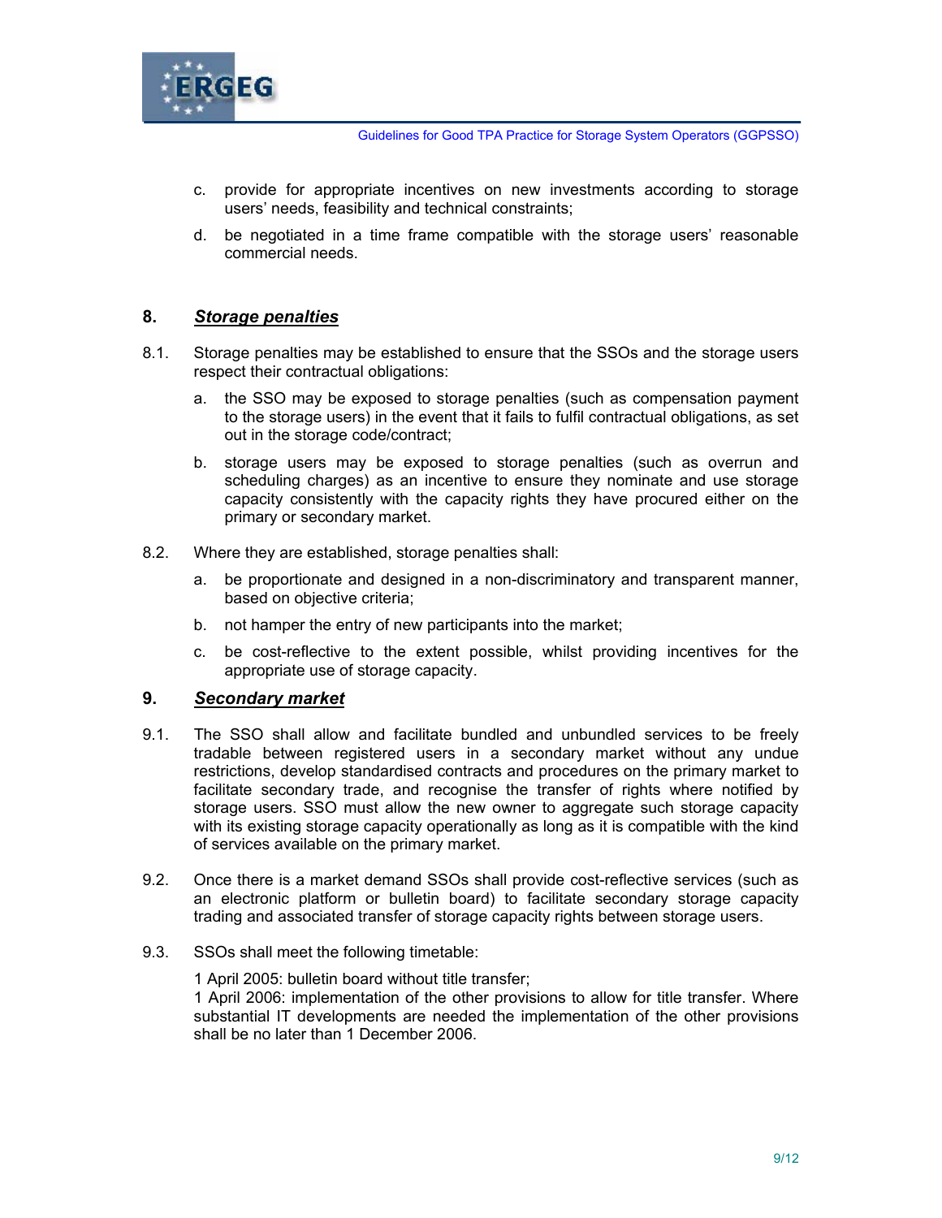c. provide for appropriate incentives on new investments according to storage users' needs, feasibility and technical constraints;

d. be negotiated in a time frame compatible with the storage users' reasonable commercial needs.

## 8. ***Storage penalties***

8.1. Storage penalties may be established to ensure that the SSOs and the storage users respect their contractual obligations:

a. the SSO may be exposed to storage penalties (such as compensation payment to the storage users) in the event that it fails to fulfil contractual obligations, as set out in the storage code/contract;

b. storage users may be exposed to storage penalties (such as overrun and scheduling charges) as an incentive to ensure they nominate and use storage capacity consistently with the capacity rights they have procured either on the primary or secondary market.

8.2. Where they are established, storage penalties shall:

a. be proportionate and designed in a non-discriminatory and transparent manner, based on objective criteria;

b. not hamper the entry of new participants into the market;

c. be cost-reflective to the extent possible, whilst providing incentives for the appropriate use of storage capacity.

## 9. ***Secondary market***

9.1. The SSO shall allow and facilitate bundled and unbundled services to be freely tradable between registered users in a secondary market without any undue restrictions, develop standardised contracts and procedures on the primary market to facilitate secondary trade, and recognise the transfer of rights where notified by storage users. SSO must allow the new owner to aggregate such storage capacity with its existing storage capacity operationally as long as it is compatible with the kind of services available on the primary market.

9.2. Once there is a market demand SSOs shall provide cost-reflective services (such as an electronic platform or bulletin board) to facilitate secondary storage capacity trading and associated transfer of storage capacity rights between storage users.

9.3. SSOs shall meet the following timetable:

1 April 2005: bulletin board without title transfer;
1 April 2006: implementation of the other provisions to allow for title transfer. Where substantial IT developments are needed the implementation of the other provisions shall be no later than 1 December 2006.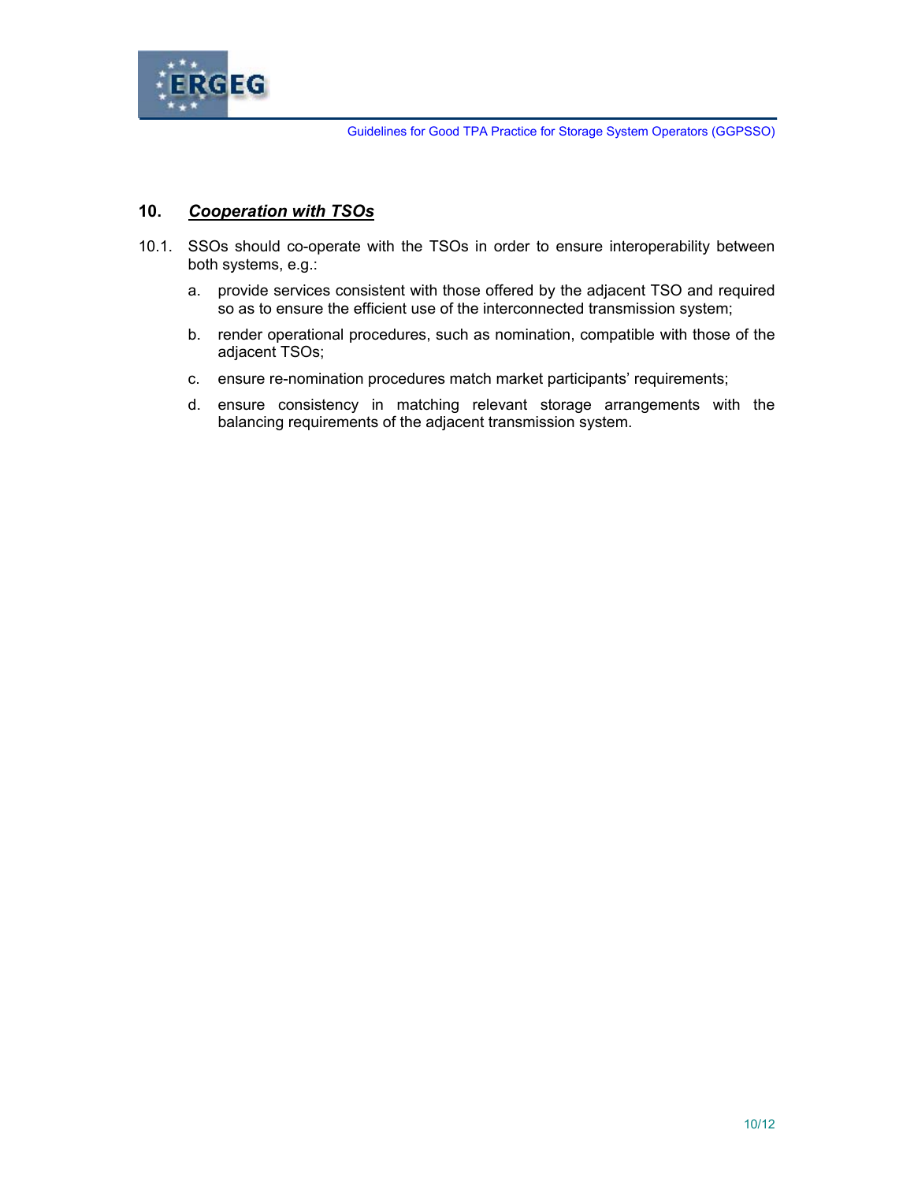## 10. ***Cooperation with TSOs***

10.1. SSOs should co-operate with the TSOs in order to ensure interoperability between both systems, e.g.:

a. provide services consistent with those offered by the adjacent TSO and required so as to ensure the efficient use of the interconnected transmission system;

b. render operational procedures, such as nomination, compatible with those of the adjacent TSOs;

c. ensure re-nomination procedures match market participants' requirements;

d. ensure consistency in matching relevant storage arrangements with the balancing requirements of the adjacent transmission system.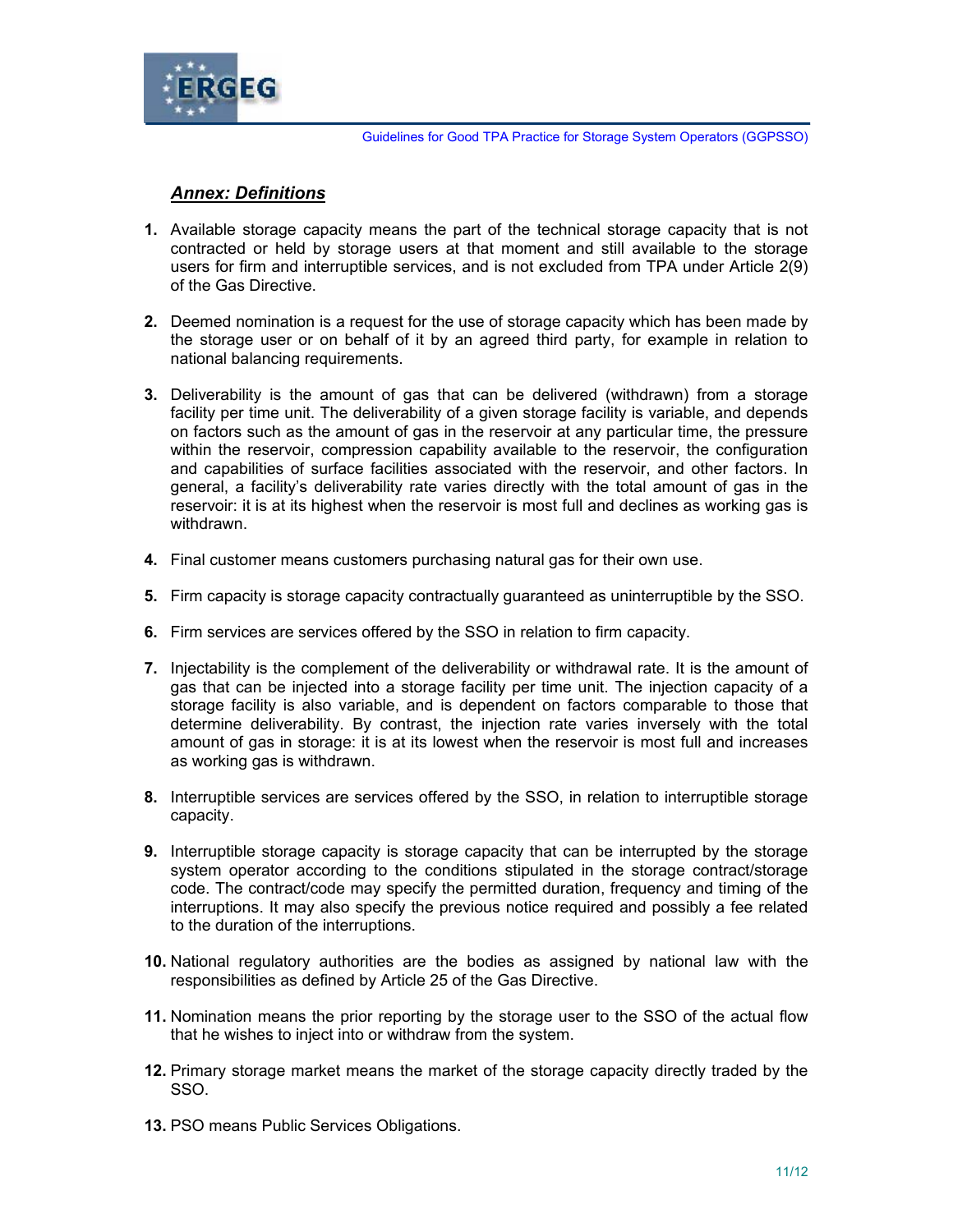## ***Annex: Definitions***

1. Available storage capacity means the part of the technical storage capacity that is not contracted or held by storage users at that moment and still available to the storage users for firm and interruptible services, and is not excluded from TPA under Article 2(9) of the Gas Directive.

2. Deemed nomination is a request for the use of storage capacity which has been made by the storage user or on behalf of it by an agreed third party, for example in relation to national balancing requirements.

3. Deliverability is the amount of gas that can be delivered (withdrawn) from a storage facility per time unit. The deliverability of a given storage facility is variable, and depends on factors such as the amount of gas in the reservoir at any particular time, the pressure within the reservoir, compression capability available to the reservoir, the configuration and capabilities of surface facilities associated with the reservoir, and other factors. In general, a facility's deliverability rate varies directly with the total amount of gas in the reservoir: it is at its highest when the reservoir is most full and declines as working gas is withdrawn.

4. Final customer means customers purchasing natural gas for their own use.

5. Firm capacity is storage capacity contractually guaranteed as uninterruptible by the SSO.

6. Firm services are services offered by the SSO in relation to firm capacity.

7. Injectability is the complement of the deliverability or withdrawal rate. It is the amount of gas that can be injected into a storage facility per time unit. The injection capacity of a storage facility is also variable, and is dependent on factors comparable to those that determine deliverability. By contrast, the injection rate varies inversely with the total amount of gas in storage: it is at its lowest when the reservoir is most full and increases as working gas is withdrawn.

8. Interruptible services are services offered by the SSO, in relation to interruptible storage capacity.

9. Interruptible storage capacity is storage capacity that can be interrupted by the storage system operator according to the conditions stipulated in the storage contract/storage code. The contract/code may specify the permitted duration, frequency and timing of the interruptions. It may also specify the previous notice required and possibly a fee related to the duration of the interruptions.

10. National regulatory authorities are the bodies as assigned by national law with the responsibilities as defined by Article 25 of the Gas Directive.

11. Nomination means the prior reporting by the storage user to the SSO of the actual flow that he wishes to inject into or withdraw from the system.

12. Primary storage market means the market of the storage capacity directly traded by the SSO.

13. PSO means Public Services Obligations.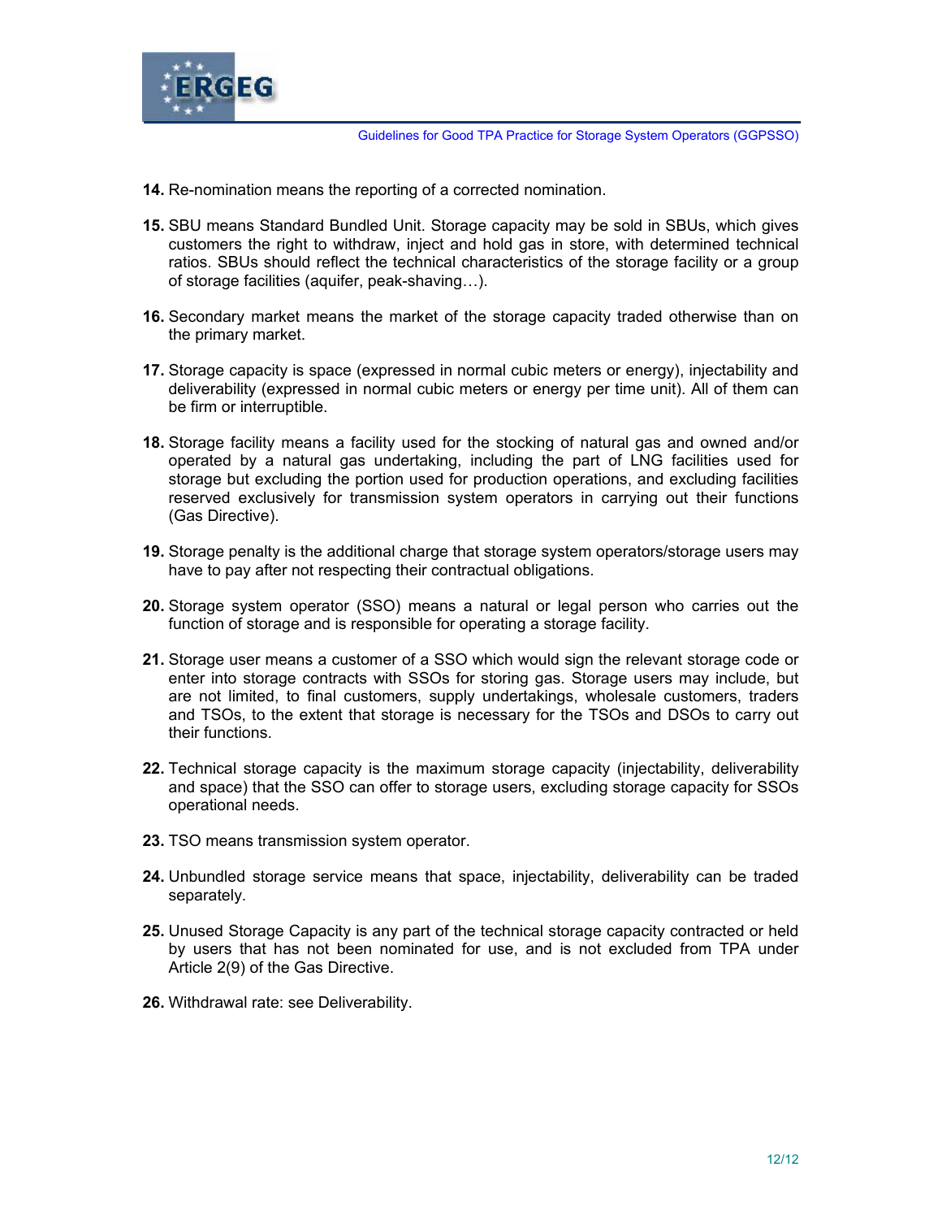**14.** Re-nomination means the reporting of a corrected nomination.

**15.** SBU means Standard Bundled Unit. Storage capacity may be sold in SBUs, which gives customers the right to withdraw, inject and hold gas in store, with determined technical ratios. SBUs should reflect the technical characteristics of the storage facility or a group of storage facilities (aquifer, peak-shaving…).

**16.** Secondary market means the market of the storage capacity traded otherwise than on the primary market.

**17.** Storage capacity is space (expressed in normal cubic meters or energy), injectability and deliverability (expressed in normal cubic meters or energy per time unit). All of them can be firm or interruptible.

**18.** Storage facility means a facility used for the stocking of natural gas and owned and/or operated by a natural gas undertaking, including the part of LNG facilities used for storage but excluding the portion used for production operations, and excluding facilities reserved exclusively for transmission system operators in carrying out their functions (Gas Directive).

**19.** Storage penalty is the additional charge that storage system operators/storage users may have to pay after not respecting their contractual obligations.

**20.** Storage system operator (SSO) means a natural or legal person who carries out the function of storage and is responsible for operating a storage facility.

**21.** Storage user means a customer of a SSO which would sign the relevant storage code or enter into storage contracts with SSOs for storing gas. Storage users may include, but are not limited, to final customers, supply undertakings, wholesale customers, traders and TSOs, to the extent that storage is necessary for the TSOs and DSOs to carry out their functions.

**22.** Technical storage capacity is the maximum storage capacity (injectability, deliverability and space) that the SSO can offer to storage users, excluding storage capacity for SSOs operational needs.

**23.** TSO means transmission system operator.

**24.** Unbundled storage service means that space, injectability, deliverability can be traded separately.

**25.** Unused Storage Capacity is any part of the technical storage capacity contracted or held by users that has not been nominated for use, and is not excluded from TPA under Article 2(9) of the Gas Directive.

**26.** Withdrawal rate: see Deliverability.